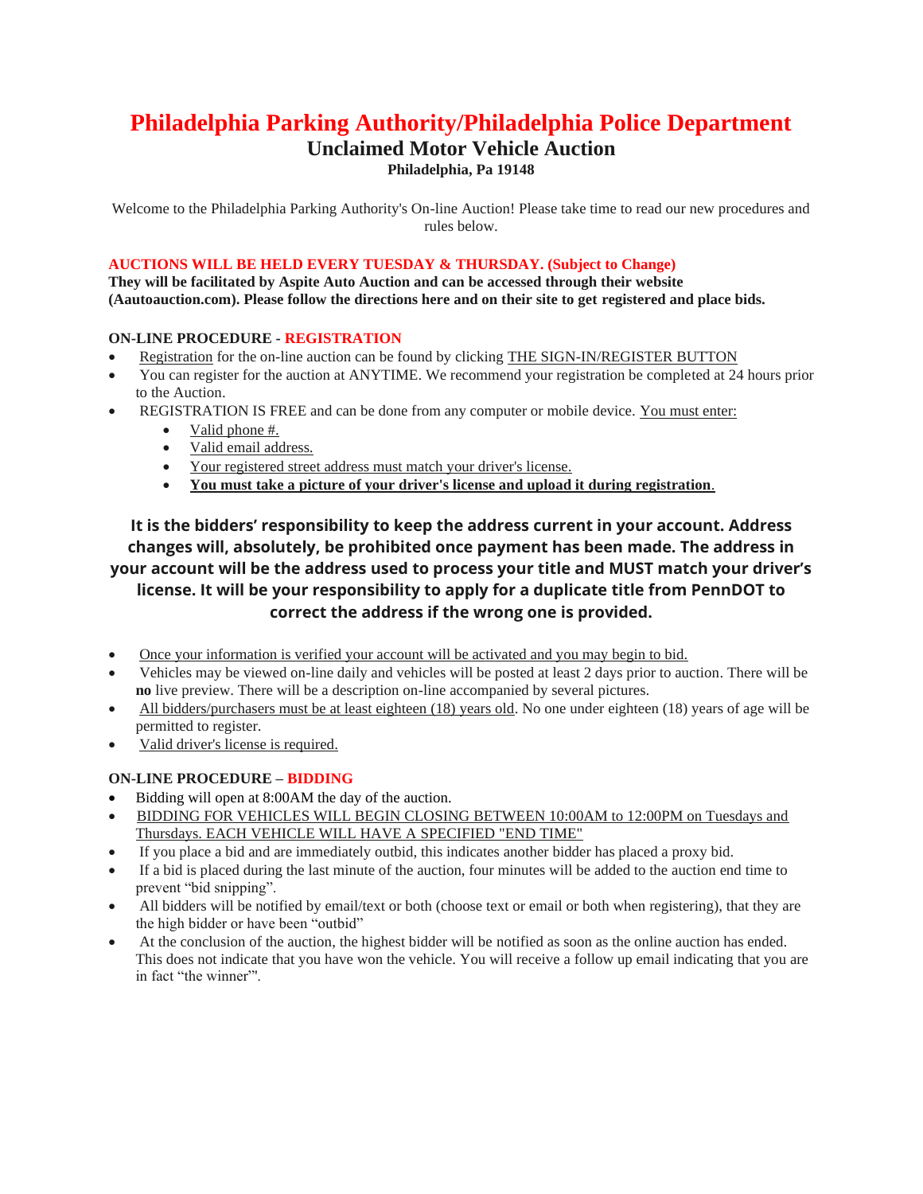# Philadelphia Parking Authority/Philadelphia Police Department

## Unclaimed Motor Vehicle Auction

**Philadelphia, Pa 19148**

Welcome to the Philadelphia Parking Authority's On-line Auction! Please take time to read our new procedures and rules below.

**AUCTIONS WILL BE HELD EVERY TUESDAY & THURSDAY. (Subject to Change)**
**They will be facilitated by Aspite Auto Auction and can be accessed through their website (Aautoauction.com). Please follow the directions here and on their site to get registered and place bids.**

### ON-LINE PROCEDURE - REGISTRATION

- Registration for the on-line auction can be found by clicking THE SIGN-IN/REGISTER BUTTON
- You can register for the auction at ANYTIME. We recommend your registration be completed at 24 hours prior to the Auction.
- REGISTRATION IS FREE and can be done from any computer or mobile device. You must enter:
    - Valid phone #.
    - Valid email address.
    - Your registered street address must match your driver's license.
    - **You must take a picture of your driver's license and upload it during registration**.

**It is the bidders' responsibility to keep the address current in your account. Address changes will, absolutely, be prohibited once payment has been made. The address in your account will be the address used to process your title and MUST match your driver's license. It will be your responsibility to apply for a duplicate title from PennDOT to correct the address if the wrong one is provided.**

- Once your information is verified your account will be activated and you may begin to bid.
- Vehicles may be viewed on-line daily and vehicles will be posted at least 2 days prior to auction. There will be **no** live preview. There will be a description on-line accompanied by several pictures.
- All bidders/purchasers must be at least eighteen (18) years old. No one under eighteen (18) years of age will be permitted to register.
- Valid driver's license is required.

### ON-LINE PROCEDURE – BIDDING

- Bidding will open at 8:00AM the day of the auction.
- BIDDING FOR VEHICLES WILL BEGIN CLOSING BETWEEN 10:00AM to 12:00PM on Tuesdays and Thursdays. EACH VEHICLE WILL HAVE A SPECIFIED "END TIME"
- If you place a bid and are immediately outbid, this indicates another bidder has placed a proxy bid.
- If a bid is placed during the last minute of the auction, four minutes will be added to the auction end time to prevent "bid snipping".
- All bidders will be notified by email/text or both (choose text or email or both when registering), that they are the high bidder or have been "outbid"
- At the conclusion of the auction, the highest bidder will be notified as soon as the online auction has ended. This does not indicate that you have won the vehicle. You will receive a follow up email indicating that you are in fact "the winner".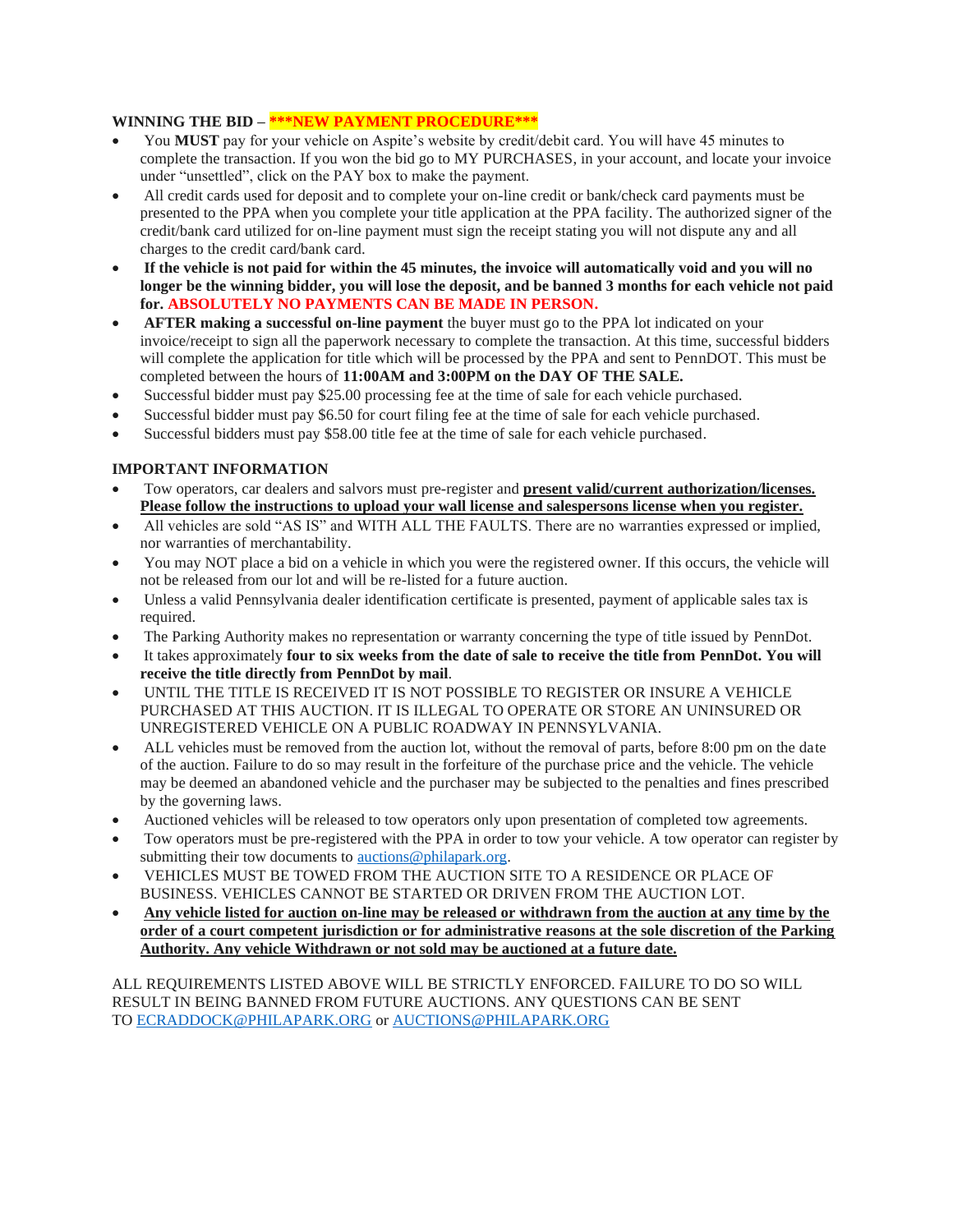**WINNING THE BID – \*\*\*NEW PAYMENT PROCEDURE\*\*\***

- You **MUST** pay for your vehicle on Aspite's website by credit/debit card. You will have 45 minutes to complete the transaction. If you won the bid go to MY PURCHASES, in your account, and locate your invoice under "unsettled", click on the PAY box to make the payment.
- All credit cards used for deposit and to complete your on-line credit or bank/check card payments must be presented to the PPA when you complete your title application at the PPA facility. The authorized signer of the credit/bank card utilized for on-line payment must sign the receipt stating you will not dispute any and all charges to the credit card/bank card.
- **If the vehicle is not paid for within the 45 minutes, the invoice will automatically void and you will no longer be the winning bidder, you will lose the deposit, and be banned 3 months for each vehicle not paid for. ABSOLUTELY NO PAYMENTS CAN BE MADE IN PERSON.**
- **AFTER making a successful on-line payment** the buyer must go to the PPA lot indicated on your invoice/receipt to sign all the paperwork necessary to complete the transaction. At this time, successful bidders will complete the application for title which will be processed by the PPA and sent to PennDOT. This must be completed between the hours of **11:00AM and 3:00PM on the DAY OF THE SALE.**
- Successful bidder must pay $25.00 processing fee at the time of sale for each vehicle purchased.
- Successful bidder must pay $6.50 for court filing fee at the time of sale for each vehicle purchased.
- Successful bidders must pay $58.00 title fee at the time of sale for each vehicle purchased.

**IMPORTANT INFORMATION**

- Tow operators, car dealers and salvors must pre-register and **present valid/current authorization/licenses. Please follow the instructions to upload your wall license and salespersons license when you register.**
- All vehicles are sold "AS IS" and WITH ALL THE FAULTS. There are no warranties expressed or implied, nor warranties of merchantability.
- You may NOT place a bid on a vehicle in which you were the registered owner. If this occurs, the vehicle will not be released from our lot and will be re-listed for a future auction.
- Unless a valid Pennsylvania dealer identification certificate is presented, payment of applicable sales tax is required.
- The Parking Authority makes no representation or warranty concerning the type of title issued by PennDot.
- It takes approximately **four to six weeks from the date of sale to receive the title from PennDot. You will receive the title directly from PennDot by mail**.
- UNTIL THE TITLE IS RECEIVED IT IS NOT POSSIBLE TO REGISTER OR INSURE A VEHICLE PURCHASED AT THIS AUCTION. IT IS ILLEGAL TO OPERATE OR STORE AN UNINSURED OR UNREGISTERED VEHICLE ON A PUBLIC ROADWAY IN PENNSYLVANIA.
- ALL vehicles must be removed from the auction lot, without the removal of parts, before 8:00 pm on the date of the auction. Failure to do so may result in the forfeiture of the purchase price and the vehicle. The vehicle may be deemed an abandoned vehicle and the purchaser may be subjected to the penalties and fines prescribed by the governing laws.
- Auctioned vehicles will be released to tow operators only upon presentation of completed tow agreements.
- Tow operators must be pre-registered with the PPA in order to tow your vehicle. A tow operator can register by submitting their tow documents to auctions@philapark.org.
- VEHICLES MUST BE TOWED FROM THE AUCTION SITE TO A RESIDENCE OR PLACE OF BUSINESS. VEHICLES CANNOT BE STARTED OR DRIVEN FROM THE AUCTION LOT.
- **Any vehicle listed for auction on-line may be released or withdrawn from the auction at any time by the order of a court competent jurisdiction or for administrative reasons at the sole discretion of the Parking Authority. Any vehicle Withdrawn or not sold may be auctioned at a future date.**

ALL REQUIREMENTS LISTED ABOVE WILL BE STRICTLY ENFORCED. FAILURE TO DO SO WILL RESULT IN BEING BANNED FROM FUTURE AUCTIONS. ANY QUESTIONS CAN BE SENT TO ECRADDOCK@PHILAPARK.ORG or AUCTIONS@PHILAPARK.ORG